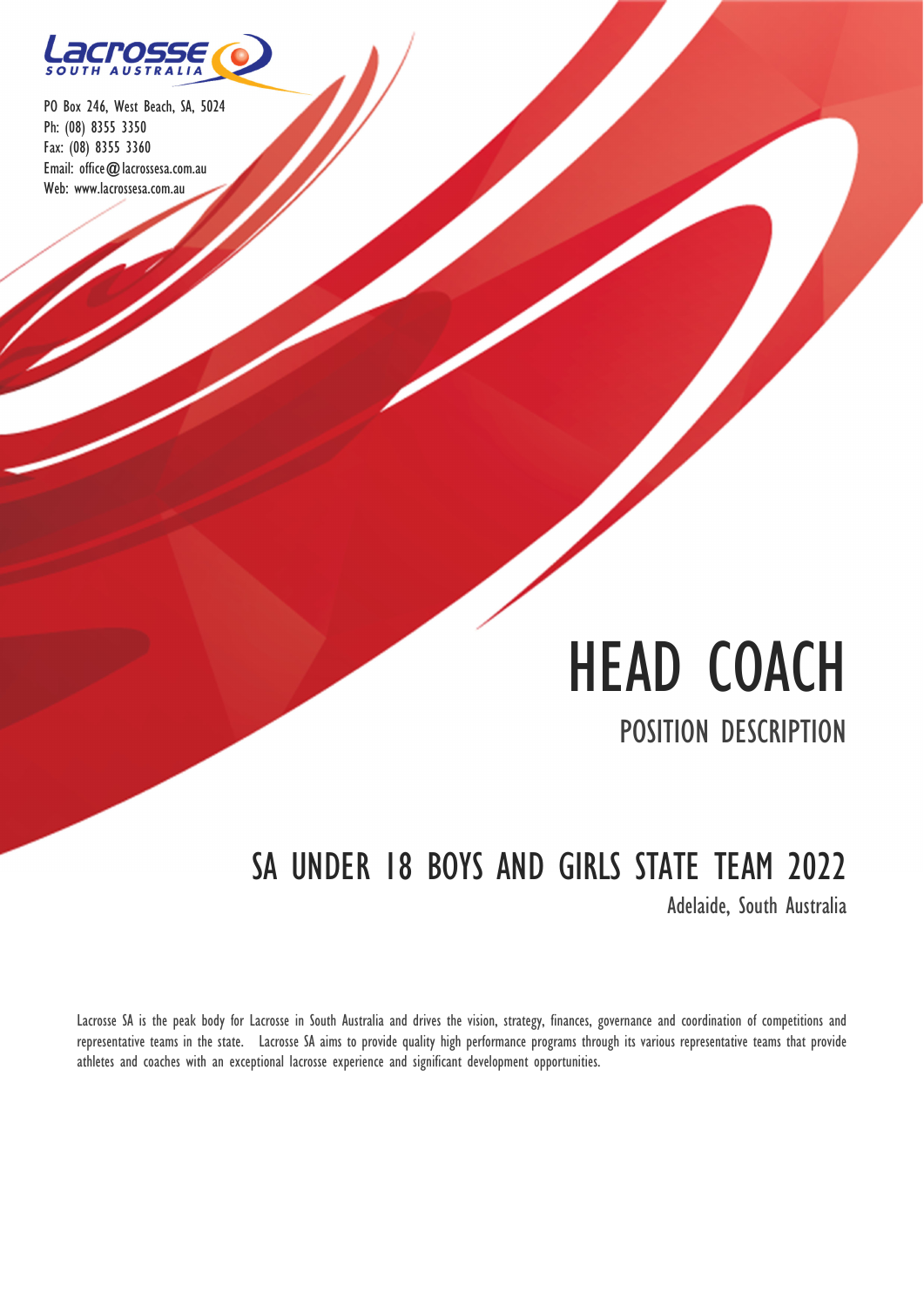Lacrosse SOUTH AUSTRALIA

PO Box 246, West Beach, SA, 5024
Ph: (08) 8355 3350
Fax: (08) 8355 3360
Email: office@lacrossesa.com.au
Web: www.lacrossesa.com.au

# HEAD COACH

## POSITION DESCRIPTION

## SA UNDER 18 BOYS AND GIRLS STATE TEAM 2022

Adelaide, South Australia

Lacrosse SA is the peak body for Lacrosse in South Australia and drives the vision, strategy, finances, governance and coordination of competitions and representative teams in the state. Lacrosse SA aims to provide quality high performance programs through its various representative teams that provide athletes and coaches with an exceptional lacrosse experience and significant development opportunities.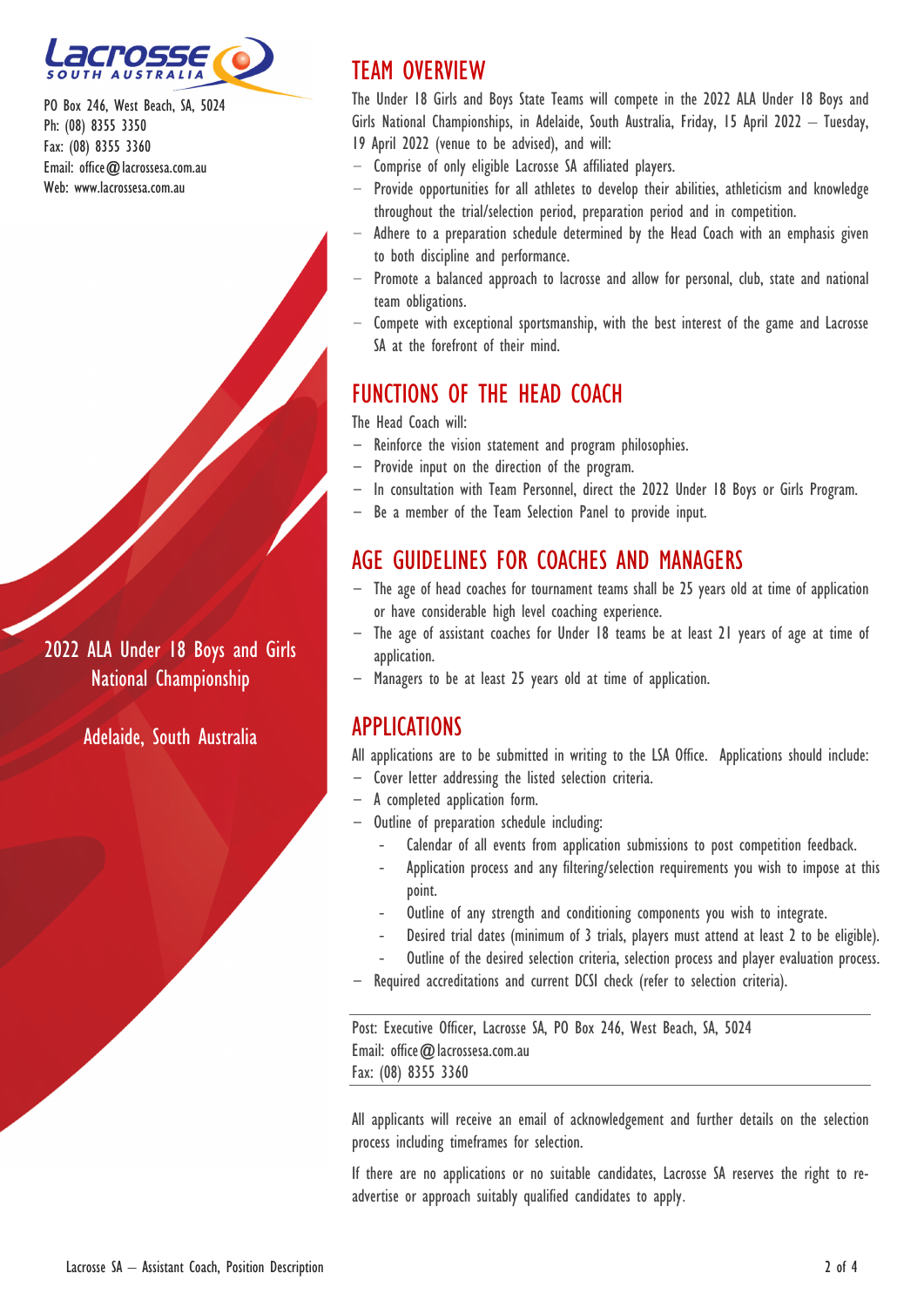PO Box 246, West Beach, SA, 5024
Ph: (08) 8355 3350
Fax: (08) 8355 3360
Email: office@lacrossesa.com.au
Web: www.lacrossesa.com.au

2022 ALA Under 18 Boys and Girls National Championship

Adelaide, South Australia

## TEAM OVERVIEW

The Under 18 Girls and Boys State Teams will compete in the 2022 ALA Under 18 Boys and Girls National Championships, in Adelaide, South Australia, Friday, 15 April 2022 – Tuesday, 19 April 2022 (venue to be advised), and will:

- Comprise of only eligible Lacrosse SA affiliated players.
- Provide opportunities for all athletes to develop their abilities, athleticism and knowledge throughout the trial/selection period, preparation period and in competition.
- Adhere to a preparation schedule determined by the Head Coach with an emphasis given to both discipline and performance.
- Promote a balanced approach to lacrosse and allow for personal, club, state and national team obligations.
- Compete with exceptional sportsmanship, with the best interest of the game and Lacrosse SA at the forefront of their mind.

## FUNCTIONS OF THE HEAD COACH

The Head Coach will:

- Reinforce the vision statement and program philosophies.
- Provide input on the direction of the program.
- In consultation with Team Personnel, direct the 2022 Under 18 Boys or Girls Program.
- Be a member of the Team Selection Panel to provide input.

## AGE GUIDELINES FOR COACHES AND MANAGERS

- The age of head coaches for tournament teams shall be 25 years old at time of application or have considerable high level coaching experience.
- The age of assistant coaches for Under 18 teams be at least 21 years of age at time of application.
- Managers to be at least 25 years old at time of application.

## APPLICATIONS

All applications are to be submitted in writing to the LSA Office. Applications should include:

- Cover letter addressing the listed selection criteria.
- A completed application form.
- Outline of preparation schedule including:
  - Calendar of all events from application submissions to post competition feedback.
  - Application process and any filtering/selection requirements you wish to impose at this point.
  - Outline of any strength and conditioning components you wish to integrate.
  - Desired trial dates (minimum of 3 trials, players must attend at least 2 to be eligible).
  - Outline of the desired selection criteria, selection process and player evaluation process.
- Required accreditations and current DCSI check (refer to selection criteria).

Post: Executive Officer, Lacrosse SA, PO Box 246, West Beach, SA, 5024
Email: office@lacrossesa.com.au
Fax: (08) 8355 3360

All applicants will receive an email of acknowledgement and further details on the selection process including timeframes for selection.

If there are no applications or no suitable candidates, Lacrosse SA reserves the right to re-advertise or approach suitably qualified candidates to apply.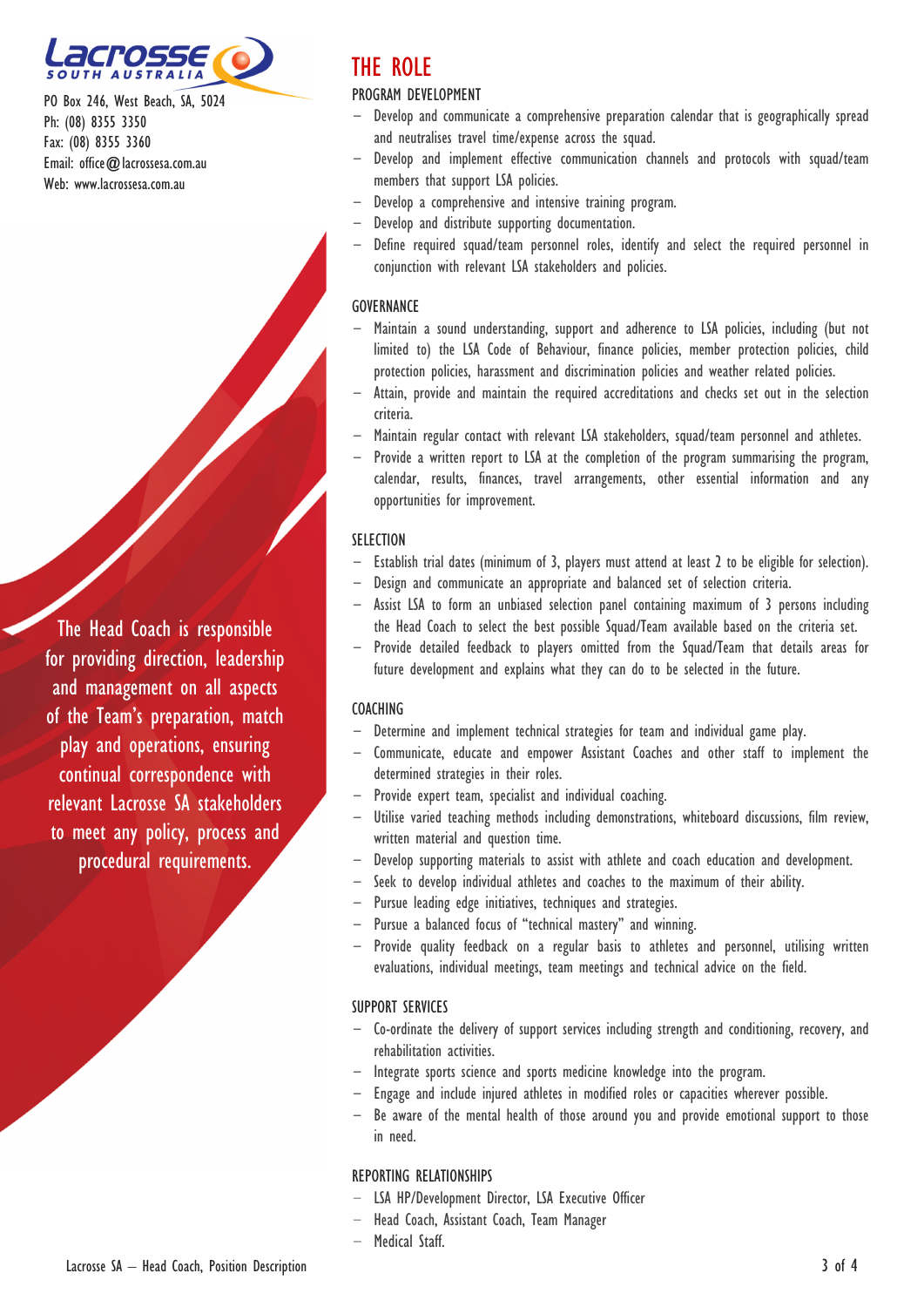PO Box 246, West Beach, SA, 5024
Ph: (08) 8355 3350
Fax: (08) 8355 3360
Email: office@lacrossesa.com.au
Web: www.lacrossesa.com.au

The Head Coach is responsible for providing direction, leadership and management on all aspects of the Team's preparation, match play and operations, ensuring continual correspondence with relevant Lacrosse SA stakeholders to meet any policy, process and procedural requirements.

# THE ROLE

## PROGRAM DEVELOPMENT

- Develop and communicate a comprehensive preparation calendar that is geographically spread and neutralises travel time/expense across the squad.
- Develop and implement effective communication channels and protocols with squad/team members that support LSA policies.
- Develop a comprehensive and intensive training program.
- Develop and distribute supporting documentation.
- Define required squad/team personnel roles, identify and select the required personnel in conjunction with relevant LSA stakeholders and policies.

## GOVERNANCE

- Maintain a sound understanding, support and adherence to LSA policies, including (but not limited to) the LSA Code of Behaviour, finance policies, member protection policies, child protection policies, harassment and discrimination policies and weather related policies.
- Attain, provide and maintain the required accreditations and checks set out in the selection criteria.
- Maintain regular contact with relevant LSA stakeholders, squad/team personnel and athletes.
- Provide a written report to LSA at the completion of the program summarising the program, calendar, results, finances, travel arrangements, other essential information and any opportunities for improvement.

## SELECTION

- Establish trial dates (minimum of 3, players must attend at least 2 to be eligible for selection).
- Design and communicate an appropriate and balanced set of selection criteria.
- Assist LSA to form an unbiased selection panel containing maximum of 3 persons including the Head Coach to select the best possible Squad/Team available based on the criteria set.
- Provide detailed feedback to players omitted from the Squad/Team that details areas for future development and explains what they can do to be selected in the future.

## COACHING

- Determine and implement technical strategies for team and individual game play.
- Communicate, educate and empower Assistant Coaches and other staff to implement the determined strategies in their roles.
- Provide expert team, specialist and individual coaching.
- Utilise varied teaching methods including demonstrations, whiteboard discussions, film review, written material and question time.
- Develop supporting materials to assist with athlete and coach education and development.
- Seek to develop individual athletes and coaches to the maximum of their ability.
- Pursue leading edge initiatives, techniques and strategies.
- Pursue a balanced focus of "technical mastery" and winning.
- Provide quality feedback on a regular basis to athletes and personnel, utilising written evaluations, individual meetings, team meetings and technical advice on the field.

## SUPPORT SERVICES

- Co-ordinate the delivery of support services including strength and conditioning, recovery, and rehabilitation activities.
- Integrate sports science and sports medicine knowledge into the program.
- Engage and include injured athletes in modified roles or capacities wherever possible.
- Be aware of the mental health of those around you and provide emotional support to those in need.

## REPORTING RELATIONSHIPS

- LSA HP/Development Director, LSA Executive Officer
- Head Coach, Assistant Coach, Team Manager
- Medical Staff.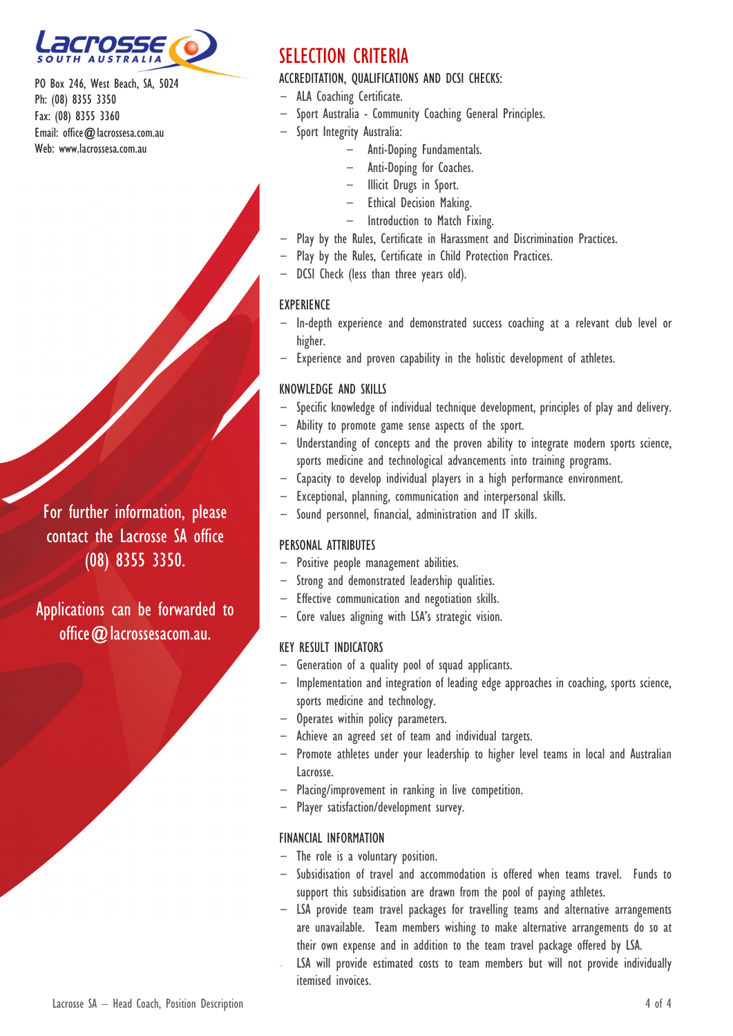PO Box 246, West Beach, SA, 5024
Ph: (08) 8355 3350
Fax: (08) 8355 3360
Email: office@lacrossesa.com.au
Web: www.lacrossesa.com.au

For further information, please contact the Lacrosse SA office (08) 8355 3350.

Applications can be forwarded to office@lacrossesacom.au.

# SELECTION CRITERIA

## ACCREDITATION, QUALIFICATIONS AND DCSI CHECKS:

- ALA Coaching Certificate.
- Sport Australia - Community Coaching General Principles.
- Sport Integrity Australia:
  - Anti-Doping Fundamentals.
  - Anti-Doping for Coaches.
  - Illicit Drugs in Sport.
  - Ethical Decision Making.
  - Introduction to Match Fixing.
- Play by the Rules, Certificate in Harassment and Discrimination Practices.
- Play by the Rules, Certificate in Child Protection Practices.
- DCSI Check (less than three years old).

## EXPERIENCE

- In-depth experience and demonstrated success coaching at a relevant club level or higher.
- Experience and proven capability in the holistic development of athletes.

## KNOWLEDGE AND SKILLS

- Specific knowledge of individual technique development, principles of play and delivery.
- Ability to promote game sense aspects of the sport.
- Understanding of concepts and the proven ability to integrate modern sports science, sports medicine and technological advancements into training programs.
- Capacity to develop individual players in a high performance environment.
- Exceptional, planning, communication and interpersonal skills.
- Sound personnel, financial, administration and IT skills.

## PERSONAL ATTRIBUTES

- Positive people management abilities.
- Strong and demonstrated leadership qualities.
- Effective communication and negotiation skills.
- Core values aligning with LSA's strategic vision.

## KEY RESULT INDICATORS

- Generation of a quality pool of squad applicants.
- Implementation and integration of leading edge approaches in coaching, sports science, sports medicine and technology.
- Operates within policy parameters.
- Achieve an agreed set of team and individual targets.
- Promote athletes under your leadership to higher level teams in local and Australian Lacrosse.
- Placing/improvement in ranking in live competition.
- Player satisfaction/development survey.

## FINANCIAL INFORMATION

- The role is a voluntary position.
- Subsidisation of travel and accommodation is offered when teams travel. Funds to support this subsidisation are drawn from the pool of paying athletes.
- LSA provide team travel packages for travelling teams and alternative arrangements are unavailable. Team members wishing to make alternative arrangements do so at their own expense and in addition to the team travel package offered by LSA.
- LSA will provide estimated costs to team members but will not provide individually itemised invoices.